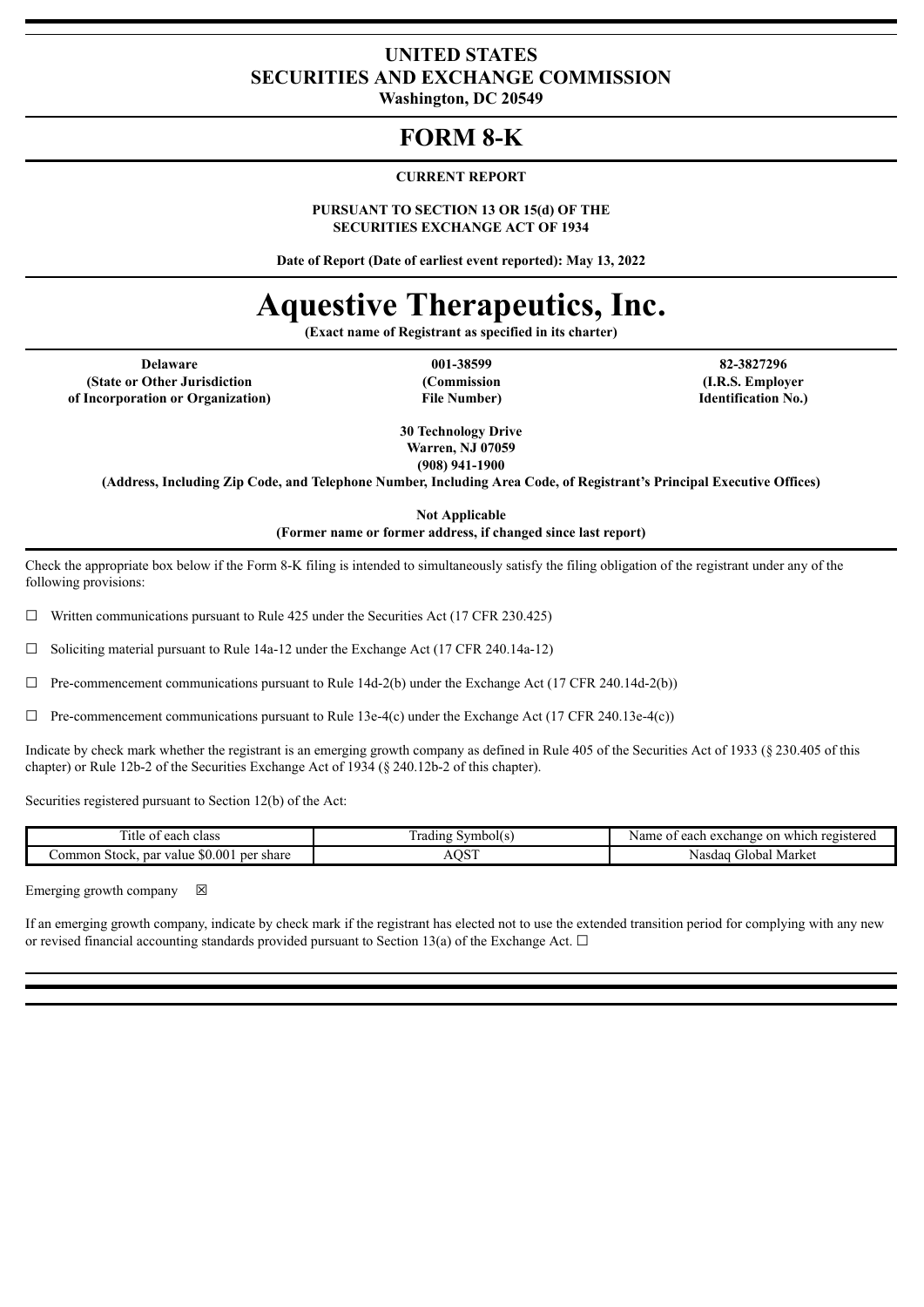# UNITED STATES
# SECURITIES AND EXCHANGE COMMISSION
**Washington, DC 20549**

# FORM 8-K

**CURRENT REPORT**

**PURSUANT TO SECTION 13 OR 15(d) OF THE SECURITIES EXCHANGE ACT OF 1934**

**Date of Report (Date of earliest event reported): May 13, 2022**

# Aquestive Therapeutics, Inc.

**(Exact name of Registrant as specified in its charter)**

| Delaware | 001-38599 | 82-3827296 |
|---|---|---|
| **(State or Other Jurisdiction of Incorporation or Organization)** | **(Commission File Number)** | **(I.R.S. Employer Identification No.)** |

**30 Technology Drive**
**Warren, NJ 07059**
**(908) 941-1900**

**(Address, Including Zip Code, and Telephone Number, Including Area Code, of Registrant's Principal Executive Offices)**

**Not Applicable**
**(Former name or former address, if changed since last report)**

Check the appropriate box below if the Form 8-K filing is intended to simultaneously satisfy the filing obligation of the registrant under any of the following provisions:

☐ Written communications pursuant to Rule 425 under the Securities Act (17 CFR 230.425)

☐ Soliciting material pursuant to Rule 14a-12 under the Exchange Act (17 CFR 240.14a-12)

☐ Pre-commencement communications pursuant to Rule 14d-2(b) under the Exchange Act (17 CFR 240.14d-2(b))

☐ Pre-commencement communications pursuant to Rule 13e-4(c) under the Exchange Act (17 CFR 240.13e-4(c))

Indicate by check mark whether the registrant is an emerging growth company as defined in Rule 405 of the Securities Act of 1933 (§ 230.405 of this chapter) or Rule 12b-2 of the Securities Exchange Act of 1934 (§ 240.12b-2 of this chapter).

Securities registered pursuant to Section 12(b) of the Act:

| Title of each class | Trading Symbol(s) | Name of each exchange on which registered |
|---|---|---|
| Common Stock, par value $0.001 per share | AQST | Nasdaq Global Market |

Emerging growth company ☒

If an emerging growth company, indicate by check mark if the registrant has elected not to use the extended transition period for complying with any new or revised financial accounting standards provided pursuant to Section 13(a) of the Exchange Act. ☐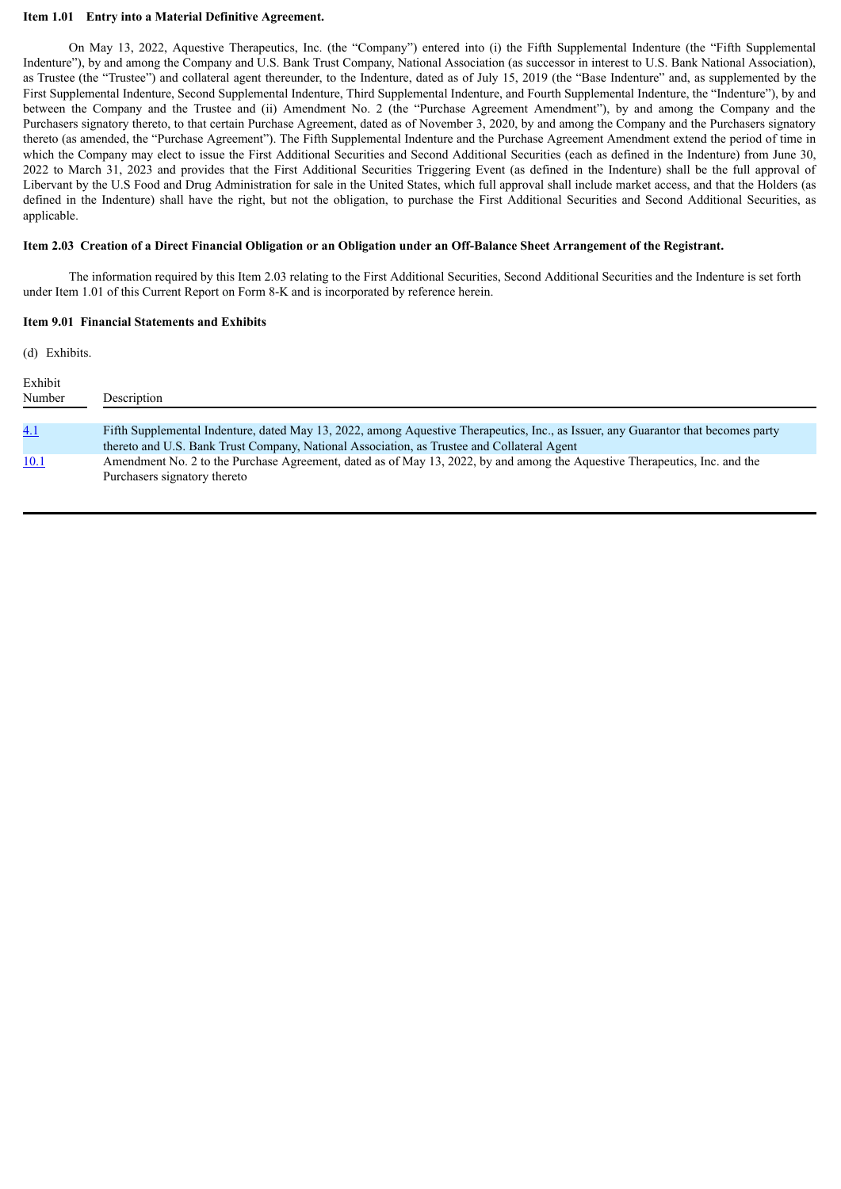**Item 1.01 Entry into a Material Definitive Agreement.**

On May 13, 2022, Aquestive Therapeutics, Inc. (the "Company") entered into (i) the Fifth Supplemental Indenture (the "Fifth Supplemental Indenture"), by and among the Company and U.S. Bank Trust Company, National Association (as successor in interest to U.S. Bank National Association), as Trustee (the "Trustee") and collateral agent thereunder, to the Indenture, dated as of July 15, 2019 (the "Base Indenture" and, as supplemented by the First Supplemental Indenture, Second Supplemental Indenture, Third Supplemental Indenture, and Fourth Supplemental Indenture, the "Indenture"), by and between the Company and the Trustee and (ii) Amendment No. 2 (the "Purchase Agreement Amendment"), by and among the Company and the Purchasers signatory thereto, to that certain Purchase Agreement, dated as of November 3, 2020, by and among the Company and the Purchasers signatory thereto (as amended, the "Purchase Agreement"). The Fifth Supplemental Indenture and the Purchase Agreement Amendment extend the period of time in which the Company may elect to issue the First Additional Securities and Second Additional Securities (each as defined in the Indenture) from June 30, 2022 to March 31, 2023 and provides that the First Additional Securities Triggering Event (as defined in the Indenture) shall be the full approval of Libervant by the U.S Food and Drug Administration for sale in the United States, which full approval shall include market access, and that the Holders (as defined in the Indenture) shall have the right, but not the obligation, to purchase the First Additional Securities and Second Additional Securities, as applicable.

**Item 2.03 Creation of a Direct Financial Obligation or an Obligation under an Off-Balance Sheet Arrangement of the Registrant.**

The information required by this Item 2.03 relating to the First Additional Securities, Second Additional Securities and the Indenture is set forth under Item 1.01 of this Current Report on Form 8-K and is incorporated by reference herein.

**Item 9.01 Financial Statements and Exhibits**

(d) Exhibits.

| Exhibit Number | Description |
|---|---|
| 4.1 | Fifth Supplemental Indenture, dated May 13, 2022, among Aquestive Therapeutics, Inc., as Issuer, any Guarantor that becomes party thereto and U.S. Bank Trust Company, National Association, as Trustee and Collateral Agent |
| 10.1 | Amendment No. 2 to the Purchase Agreement, dated as of May 13, 2022, by and among the Aquestive Therapeutics, Inc. and the Purchasers signatory thereto |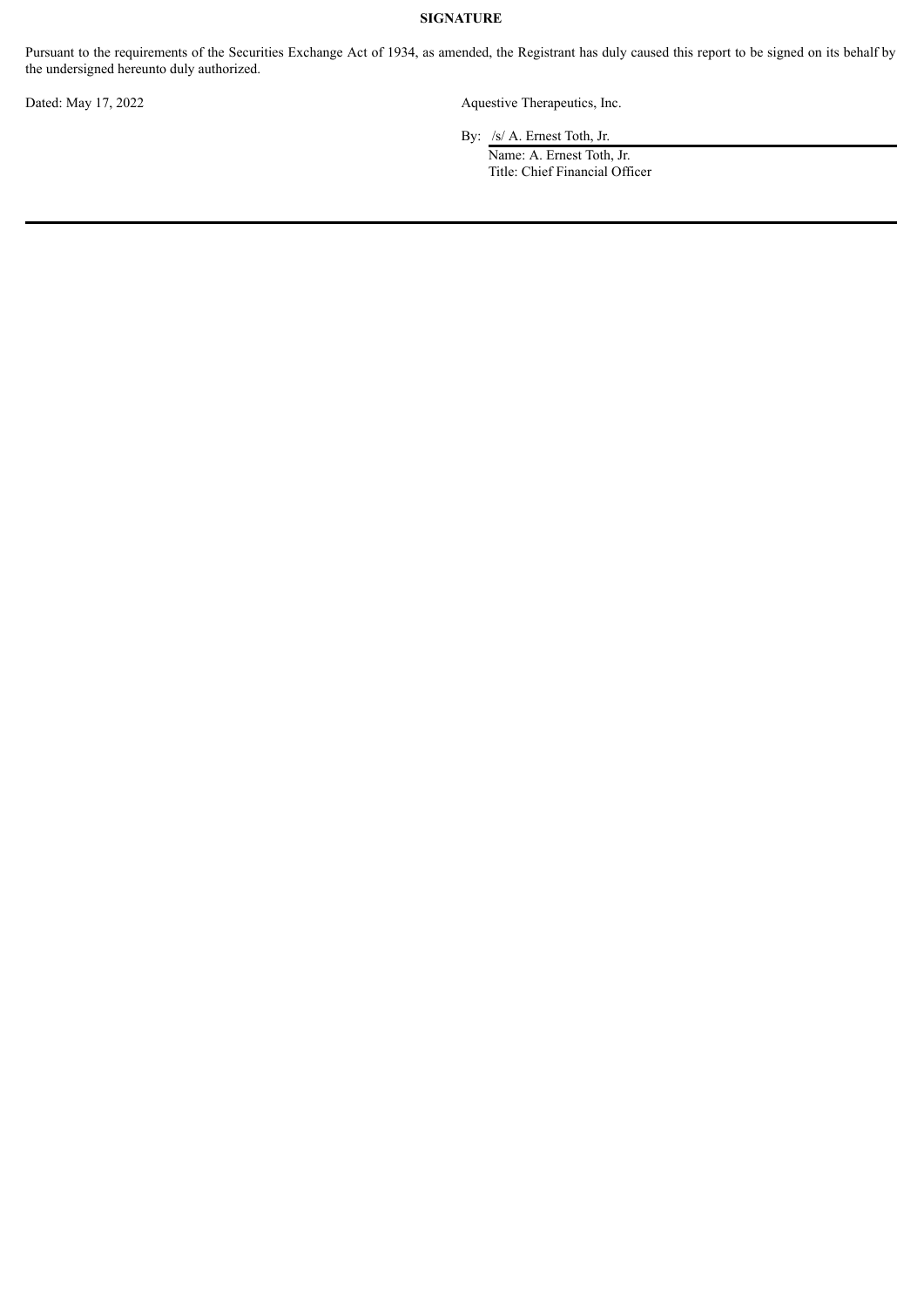**SIGNATURE**

Pursuant to the requirements of the Securities Exchange Act of 1934, as amended, the Registrant has duly caused this report to be signed on its behalf by the undersigned hereunto duly authorized.

| | |
|---|---|
| Dated: May 17, 2022 | Aquestive Therapeutics, Inc. |
| | By: /s/ A. Ernest Toth, Jr. |
| | Name: A. Ernest Toth, Jr. |
| | Title: Chief Financial Officer |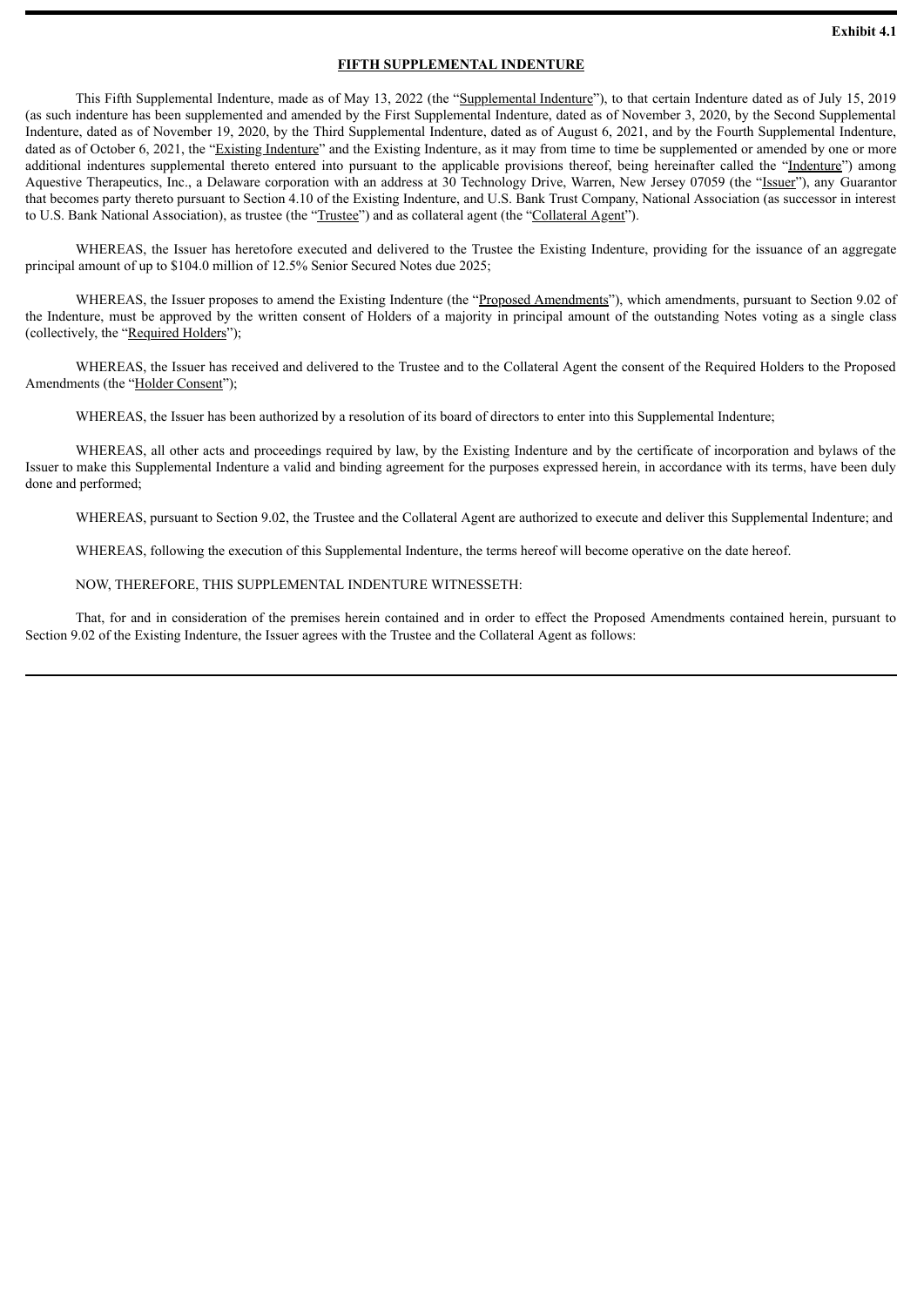**Exhibit 4.1**

# FIFTH SUPPLEMENTAL INDENTURE

This Fifth Supplemental Indenture, made as of May 13, 2022 (the "Supplemental Indenture"), to that certain Indenture dated as of July 15, 2019 (as such indenture has been supplemented and amended by the First Supplemental Indenture, dated as of November 3, 2020, by the Second Supplemental Indenture, dated as of November 19, 2020, by the Third Supplemental Indenture, dated as of August 6, 2021, and by the Fourth Supplemental Indenture, dated as of October 6, 2021, the "Existing Indenture" and the Existing Indenture, as it may from time to time be supplemented or amended by one or more additional indentures supplemental thereto entered into pursuant to the applicable provisions thereof, being hereinafter called the "Indenture") among Aquestive Therapeutics, Inc., a Delaware corporation with an address at 30 Technology Drive, Warren, New Jersey 07059 (the "Issuer"), any Guarantor that becomes party thereto pursuant to Section 4.10 of the Existing Indenture, and U.S. Bank Trust Company, National Association (as successor in interest to U.S. Bank National Association), as trustee (the "Trustee") and as collateral agent (the "Collateral Agent").

WHEREAS, the Issuer has heretofore executed and delivered to the Trustee the Existing Indenture, providing for the issuance of an aggregate principal amount of up to $104.0 million of 12.5% Senior Secured Notes due 2025;

WHEREAS, the Issuer proposes to amend the Existing Indenture (the "Proposed Amendments"), which amendments, pursuant to Section 9.02 of the Indenture, must be approved by the written consent of Holders of a majority in principal amount of the outstanding Notes voting as a single class (collectively, the "Required Holders");

WHEREAS, the Issuer has received and delivered to the Trustee and to the Collateral Agent the consent of the Required Holders to the Proposed Amendments (the "Holder Consent");

WHEREAS, the Issuer has been authorized by a resolution of its board of directors to enter into this Supplemental Indenture;

WHEREAS, all other acts and proceedings required by law, by the Existing Indenture and by the certificate of incorporation and bylaws of the Issuer to make this Supplemental Indenture a valid and binding agreement for the purposes expressed herein, in accordance with its terms, have been duly done and performed;

WHEREAS, pursuant to Section 9.02, the Trustee and the Collateral Agent are authorized to execute and deliver this Supplemental Indenture; and

WHEREAS, following the execution of this Supplemental Indenture, the terms hereof will become operative on the date hereof.

NOW, THEREFORE, THIS SUPPLEMENTAL INDENTURE WITNESSETH:

That, for and in consideration of the premises herein contained and in order to effect the Proposed Amendments contained herein, pursuant to Section 9.02 of the Existing Indenture, the Issuer agrees with the Trustee and the Collateral Agent as follows: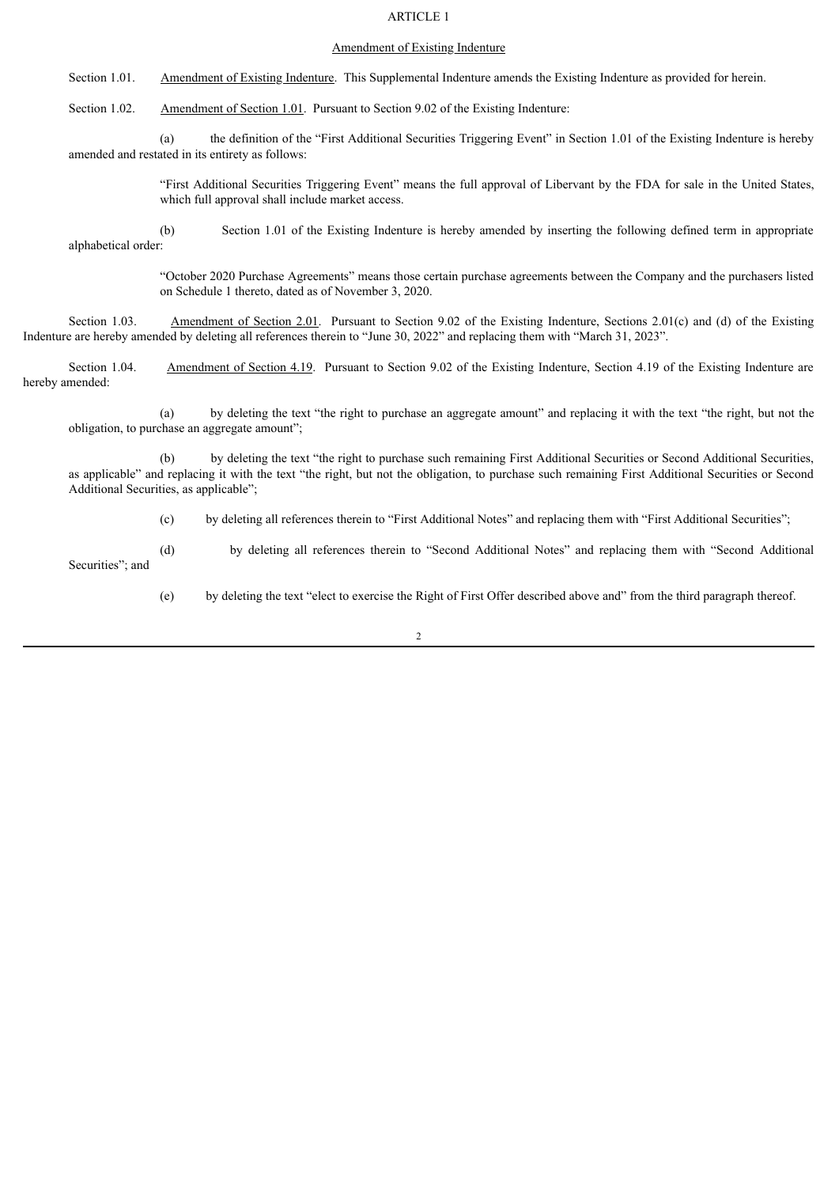# ARTICLE 1

## Amendment of Existing Indenture

Section 1.01. Amendment of Existing Indenture. This Supplemental Indenture amends the Existing Indenture as provided for herein.

Section 1.02. Amendment of Section 1.01. Pursuant to Section 9.02 of the Existing Indenture:

(a) the definition of the "First Additional Securities Triggering Event" in Section 1.01 of the Existing Indenture is hereby amended and restated in its entirety as follows:

> "First Additional Securities Triggering Event" means the full approval of Libervant by the FDA for sale in the United States, which full approval shall include market access.

(b) Section 1.01 of the Existing Indenture is hereby amended by inserting the following defined term in appropriate alphabetical order:

> "October 2020 Purchase Agreements" means those certain purchase agreements between the Company and the purchasers listed on Schedule 1 thereto, dated as of November 3, 2020.

Section 1.03. Amendment of Section 2.01. Pursuant to Section 9.02 of the Existing Indenture, Sections 2.01(c) and (d) of the Existing Indenture are hereby amended by deleting all references therein to "June 30, 2022" and replacing them with "March 31, 2023".

Section 1.04. Amendment of Section 4.19. Pursuant to Section 9.02 of the Existing Indenture, Section 4.19 of the Existing Indenture are hereby amended:

(a) by deleting the text "the right to purchase an aggregate amount" and replacing it with the text "the right, but not the obligation, to purchase an aggregate amount";

(b) by deleting the text "the right to purchase such remaining First Additional Securities or Second Additional Securities, as applicable" and replacing it with the text "the right, but not the obligation, to purchase such remaining First Additional Securities or Second Additional Securities, as applicable";

(c) by deleting all references therein to "First Additional Notes" and replacing them with "First Additional Securities";

(d) by deleting all references therein to "Second Additional Notes" and replacing them with "Second Additional Securities"; and

(e) by deleting the text "elect to exercise the Right of First Offer described above and" from the third paragraph thereof.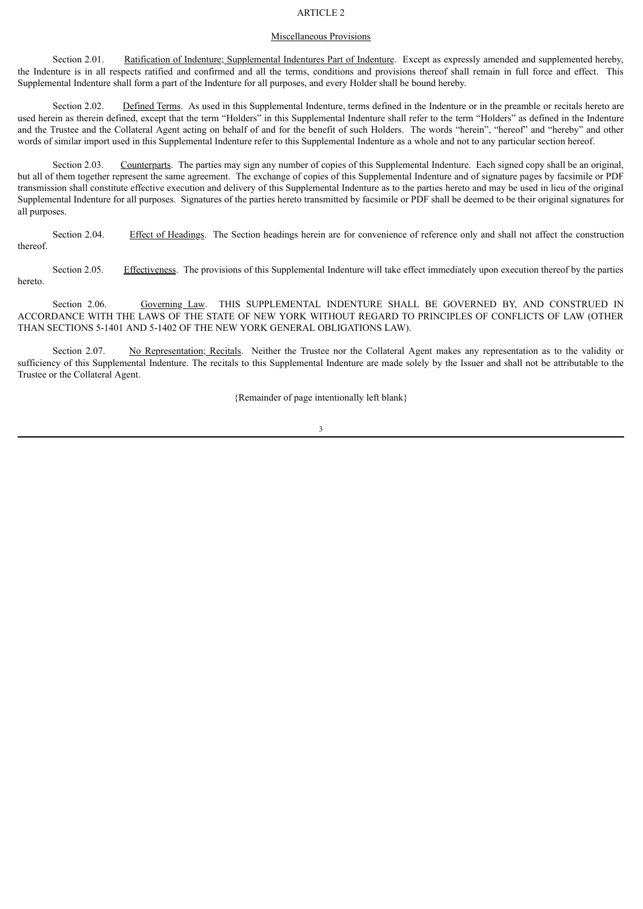## ARTICLE 2

### Miscellaneous Provisions

Section 2.01. Ratification of Indenture; Supplemental Indentures Part of Indenture. Except as expressly amended and supplemented hereby, the Indenture is in all respects ratified and confirmed and all the terms, conditions and provisions thereof shall remain in full force and effect. This Supplemental Indenture shall form a part of the Indenture for all purposes, and every Holder shall be bound hereby.

Section 2.02. Defined Terms. As used in this Supplemental Indenture, terms defined in the Indenture or in the preamble or recitals hereto are used herein as therein defined, except that the term "Holders" in this Supplemental Indenture shall refer to the term "Holders" as defined in the Indenture and the Trustee and the Collateral Agent acting on behalf of and for the benefit of such Holders. The words "herein", "hereof" and "hereby" and other words of similar import used in this Supplemental Indenture refer to this Supplemental Indenture as a whole and not to any particular section hereof.

Section 2.03. Counterparts. The parties may sign any number of copies of this Supplemental Indenture. Each signed copy shall be an original, but all of them together represent the same agreement. The exchange of copies of this Supplemental Indenture and of signature pages by facsimile or PDF transmission shall constitute effective execution and delivery of this Supplemental Indenture as to the parties hereto and may be used in lieu of the original Supplemental Indenture for all purposes. Signatures of the parties hereto transmitted by facsimile or PDF shall be deemed to be their original signatures for all purposes.

Section 2.04. Effect of Headings. The Section headings herein are for convenience of reference only and shall not affect the construction thereof.

Section 2.05. Effectiveness. The provisions of this Supplemental Indenture will take effect immediately upon execution thereof by the parties hereto.

Section 2.06. Governing Law. THIS SUPPLEMENTAL INDENTURE SHALL BE GOVERNED BY, AND CONSTRUED IN ACCORDANCE WITH THE LAWS OF THE STATE OF NEW YORK WITHOUT REGARD TO PRINCIPLES OF CONFLICTS OF LAW (OTHER THAN SECTIONS 5-1401 AND 5-1402 OF THE NEW YORK GENERAL OBLIGATIONS LAW).

Section 2.07. No Representation; Recitals. Neither the Trustee nor the Collateral Agent makes any representation as to the validity or sufficiency of this Supplemental Indenture. The recitals to this Supplemental Indenture are made solely by the Issuer and shall not be attributable to the Trustee or the Collateral Agent.

{Remainder of page intentionally left blank}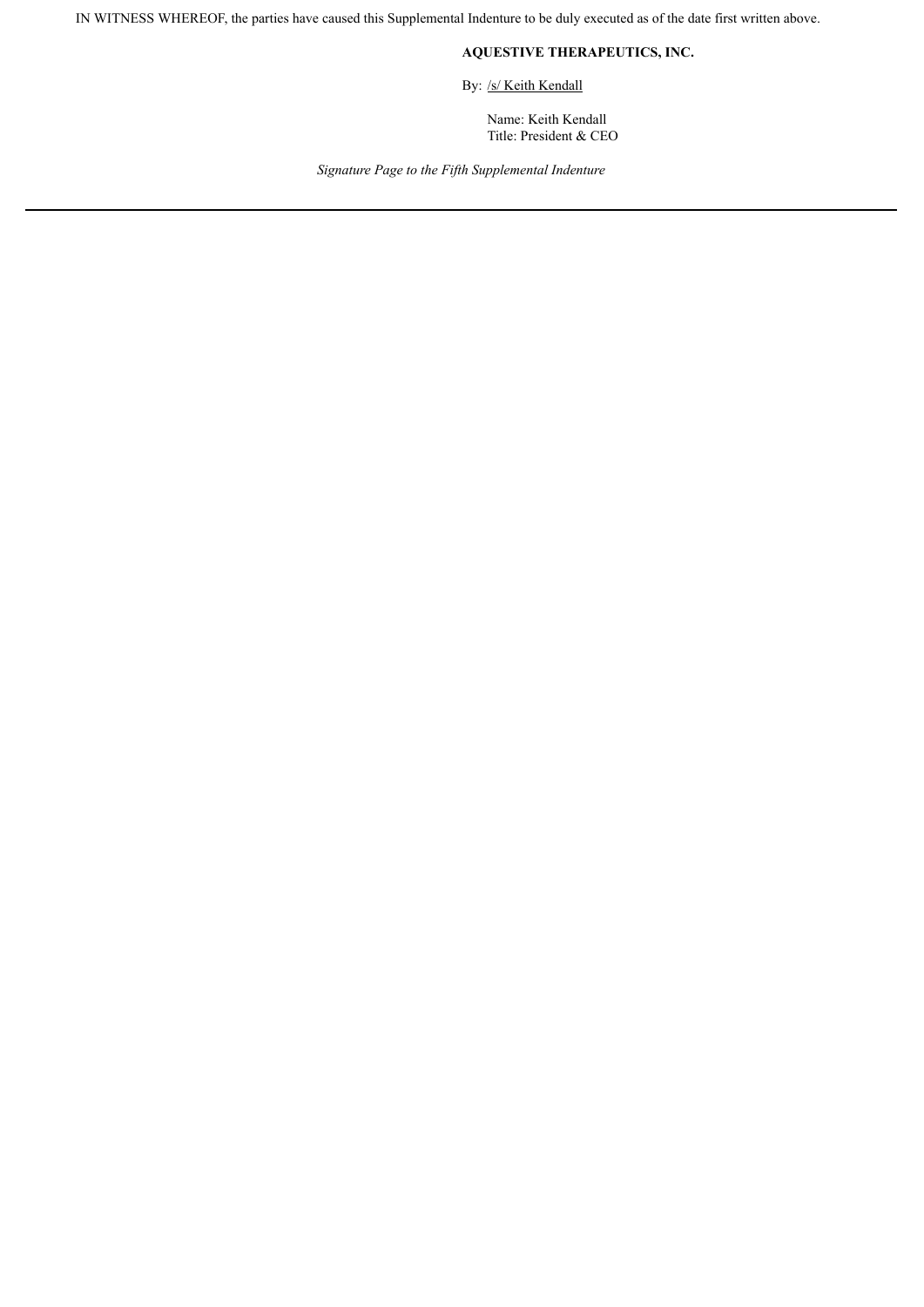IN WITNESS WHEREOF, the parties have caused this Supplemental Indenture to be duly executed as of the date first written above.

**AQUESTIVE THERAPEUTICS, INC.**

By: /s/ Keith Kendall

Name: Keith Kendall
Title: President & CEO

*Signature Page to the Fifth Supplemental Indenture*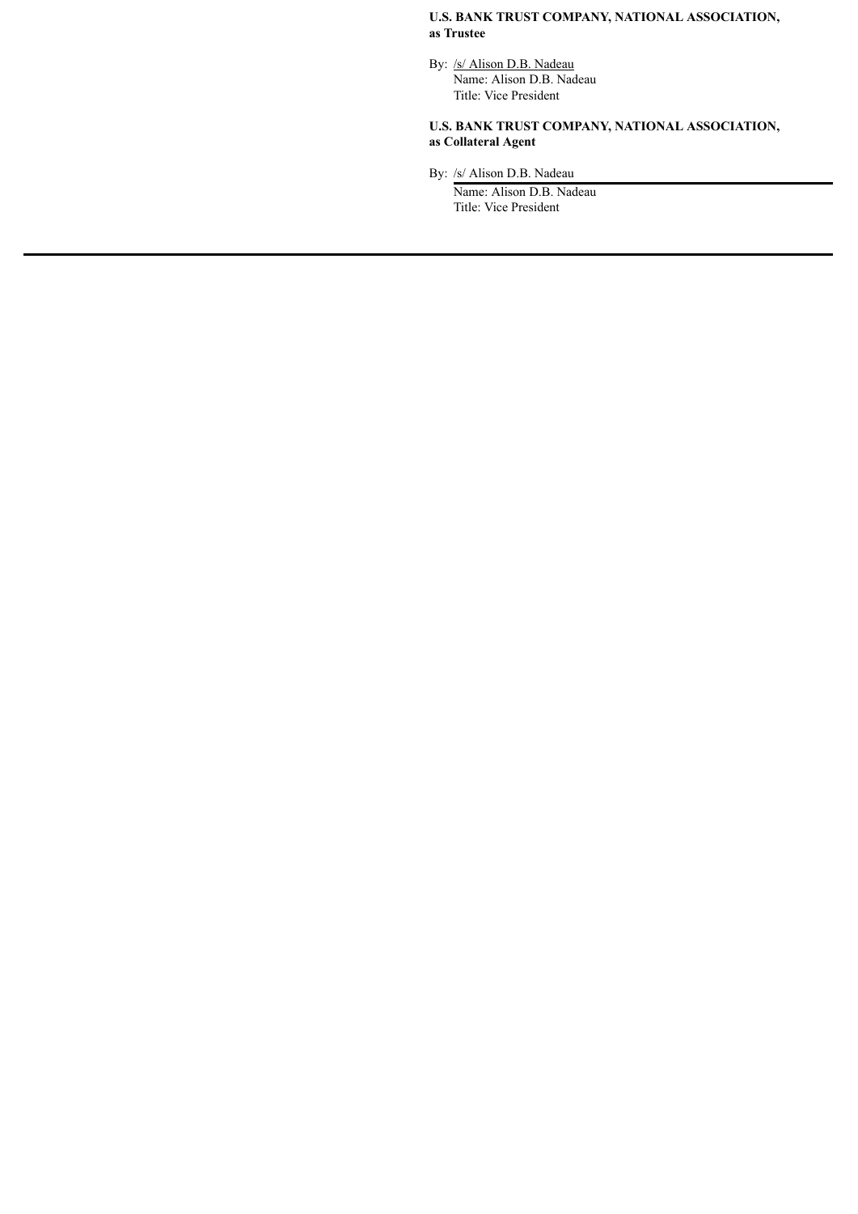**U.S. BANK TRUST COMPANY, NATIONAL ASSOCIATION, as Trustee**

By: /s/ Alison D.B. Nadeau
Name: Alison D.B. Nadeau
Title: Vice President

**U.S. BANK TRUST COMPANY, NATIONAL ASSOCIATION, as Collateral Agent**

By: /s/ Alison D.B. Nadeau
Name: Alison D.B. Nadeau
Title: Vice President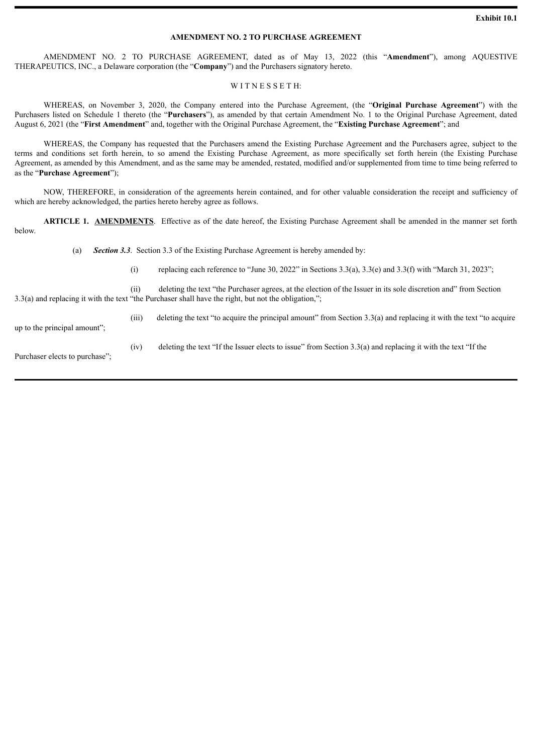**Exhibit 10.1**

**AMENDMENT NO. 2 TO PURCHASE AGREEMENT**

AMENDMENT NO. 2 TO PURCHASE AGREEMENT, dated as of May 13, 2022 (this "**Amendment**"), among AQUESTIVE THERAPEUTICS, INC., a Delaware corporation (the "**Company**") and the Purchasers signatory hereto.

W I T N E S S E T H:

WHEREAS, on November 3, 2020, the Company entered into the Purchase Agreement, (the "**Original Purchase Agreement**") with the Purchasers listed on Schedule 1 thereto (the "**Purchasers**"), as amended by that certain Amendment No. 1 to the Original Purchase Agreement, dated August 6, 2021 (the "**First Amendment**" and, together with the Original Purchase Agreement, the "**Existing Purchase Agreement**"; and

WHEREAS, the Company has requested that the Purchasers amend the Existing Purchase Agreement and the Purchasers agree, subject to the terms and conditions set forth herein, to so amend the Existing Purchase Agreement, as more specifically set forth herein (the Existing Purchase Agreement, as amended by this Amendment, and as the same may be amended, restated, modified and/or supplemented from time to time being referred to as the "**Purchase Agreement**");

NOW, THEREFORE, in consideration of the agreements herein contained, and for other valuable consideration the receipt and sufficiency of which are hereby acknowledged, the parties hereto hereby agree as follows.

**ARTICLE 1. <u>AMENDMENTS</u>**. Effective as of the date hereof, the Existing Purchase Agreement shall be amended in the manner set forth below.

(a) ***Section 3.3***. Section 3.3 of the Existing Purchase Agreement is hereby amended by:

(i) replacing each reference to "June 30, 2022" in Sections 3.3(a), 3.3(e) and 3.3(f) with "March 31, 2023";

(ii) deleting the text "the Purchaser agrees, at the election of the Issuer in its sole discretion and" from Section 3.3(a) and replacing it with the text "the Purchaser shall have the right, but not the obligation,";

(iii) deleting the text "to acquire the principal amount" from Section 3.3(a) and replacing it with the text "to acquire up to the principal amount";

(iv) deleting the text "If the Issuer elects to issue" from Section 3.3(a) and replacing it with the text "If the Purchaser elects to purchase";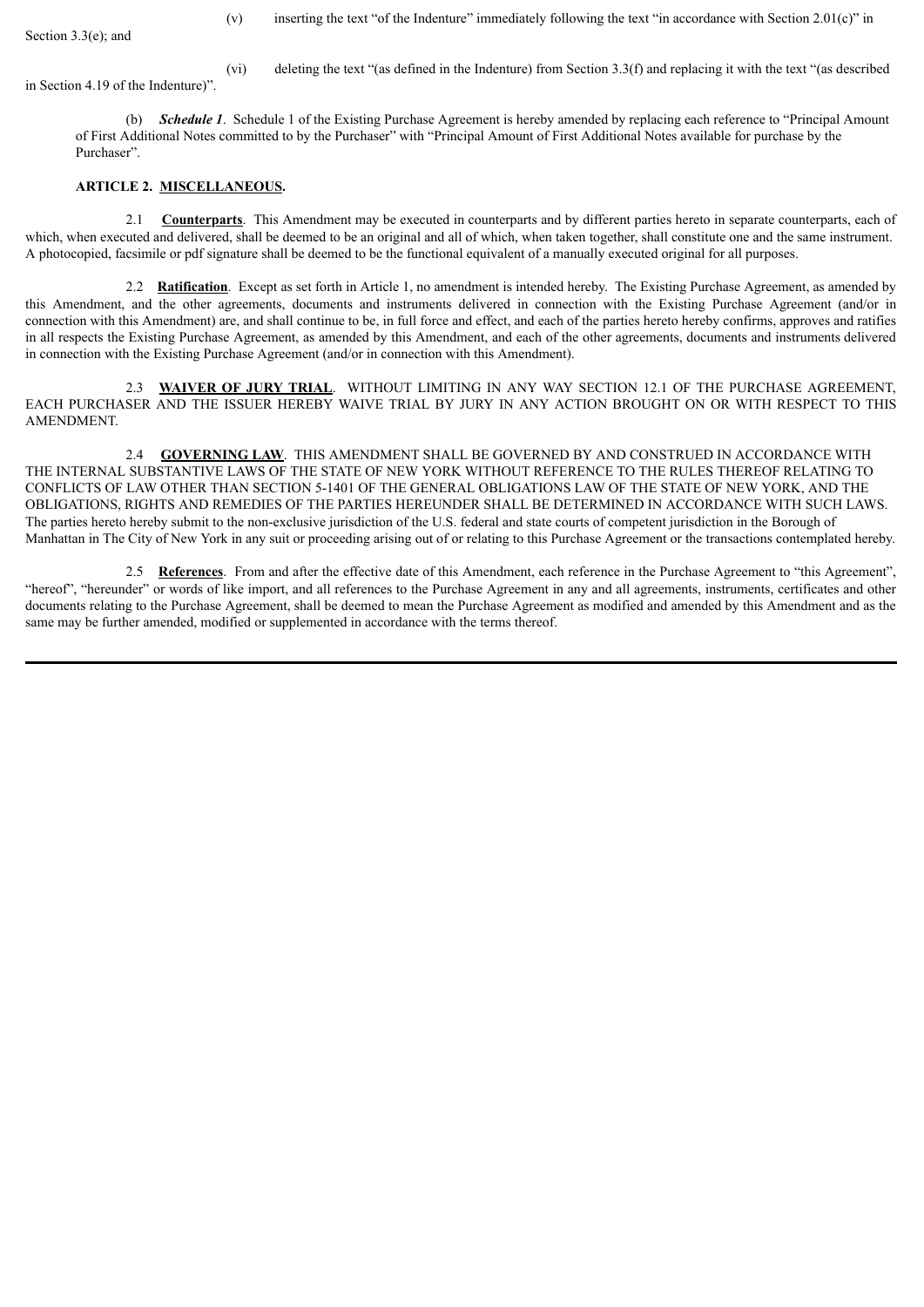(v) inserting the text "of the Indenture" immediately following the text "in accordance with Section 2.01(c)" in Section 3.3(e); and

(vi) deleting the text "(as defined in the Indenture) from Section 3.3(f) and replacing it with the text "(as described in Section 4.19 of the Indenture)".

(b) ***Schedule 1***. Schedule 1 of the Existing Purchase Agreement is hereby amended by replacing each reference to "Principal Amount of First Additional Notes committed to by the Purchaser" with "Principal Amount of First Additional Notes available for purchase by the Purchaser".

**ARTICLE 2. <u>MISCELLANEOUS</u>.**

2.1 **<u>Counterparts</u>**. This Amendment may be executed in counterparts and by different parties hereto in separate counterparts, each of which, when executed and delivered, shall be deemed to be an original and all of which, when taken together, shall constitute one and the same instrument. A photocopied, facsimile or pdf signature shall be deemed to be the functional equivalent of a manually executed original for all purposes.

2.2 **<u>Ratification</u>**. Except as set forth in Article 1, no amendment is intended hereby. The Existing Purchase Agreement, as amended by this Amendment, and the other agreements, documents and instruments delivered in connection with the Existing Purchase Agreement (and/or in connection with this Amendment) are, and shall continue to be, in full force and effect, and each of the parties hereto hereby confirms, approves and ratifies in all respects the Existing Purchase Agreement, as amended by this Amendment, and each of the other agreements, documents and instruments delivered in connection with the Existing Purchase Agreement (and/or in connection with this Amendment).

2.3 **<u>WAIVER OF JURY TRIAL</u>**. WITHOUT LIMITING IN ANY WAY SECTION 12.1 OF THE PURCHASE AGREEMENT, EACH PURCHASER AND THE ISSUER HEREBY WAIVE TRIAL BY JURY IN ANY ACTION BROUGHT ON OR WITH RESPECT TO THIS AMENDMENT.

2.4 **<u>GOVERNING LAW</u>**. THIS AMENDMENT SHALL BE GOVERNED BY AND CONSTRUED IN ACCORDANCE WITH THE INTERNAL SUBSTANTIVE LAWS OF THE STATE OF NEW YORK WITHOUT REFERENCE TO THE RULES THEREOF RELATING TO CONFLICTS OF LAW OTHER THAN SECTION 5-1401 OF THE GENERAL OBLIGATIONS LAW OF THE STATE OF NEW YORK, AND THE OBLIGATIONS, RIGHTS AND REMEDIES OF THE PARTIES HEREUNDER SHALL BE DETERMINED IN ACCORDANCE WITH SUCH LAWS. The parties hereto hereby submit to the non-exclusive jurisdiction of the U.S. federal and state courts of competent jurisdiction in the Borough of Manhattan in The City of New York in any suit or proceeding arising out of or relating to this Purchase Agreement or the transactions contemplated hereby.

2.5 **<u>References</u>**. From and after the effective date of this Amendment, each reference in the Purchase Agreement to "this Agreement", "hereof", "hereunder" or words of like import, and all references to the Purchase Agreement in any and all agreements, instruments, certificates and other documents relating to the Purchase Agreement, shall be deemed to mean the Purchase Agreement as modified and amended by this Amendment and as the same may be further amended, modified or supplemented in accordance with the terms thereof.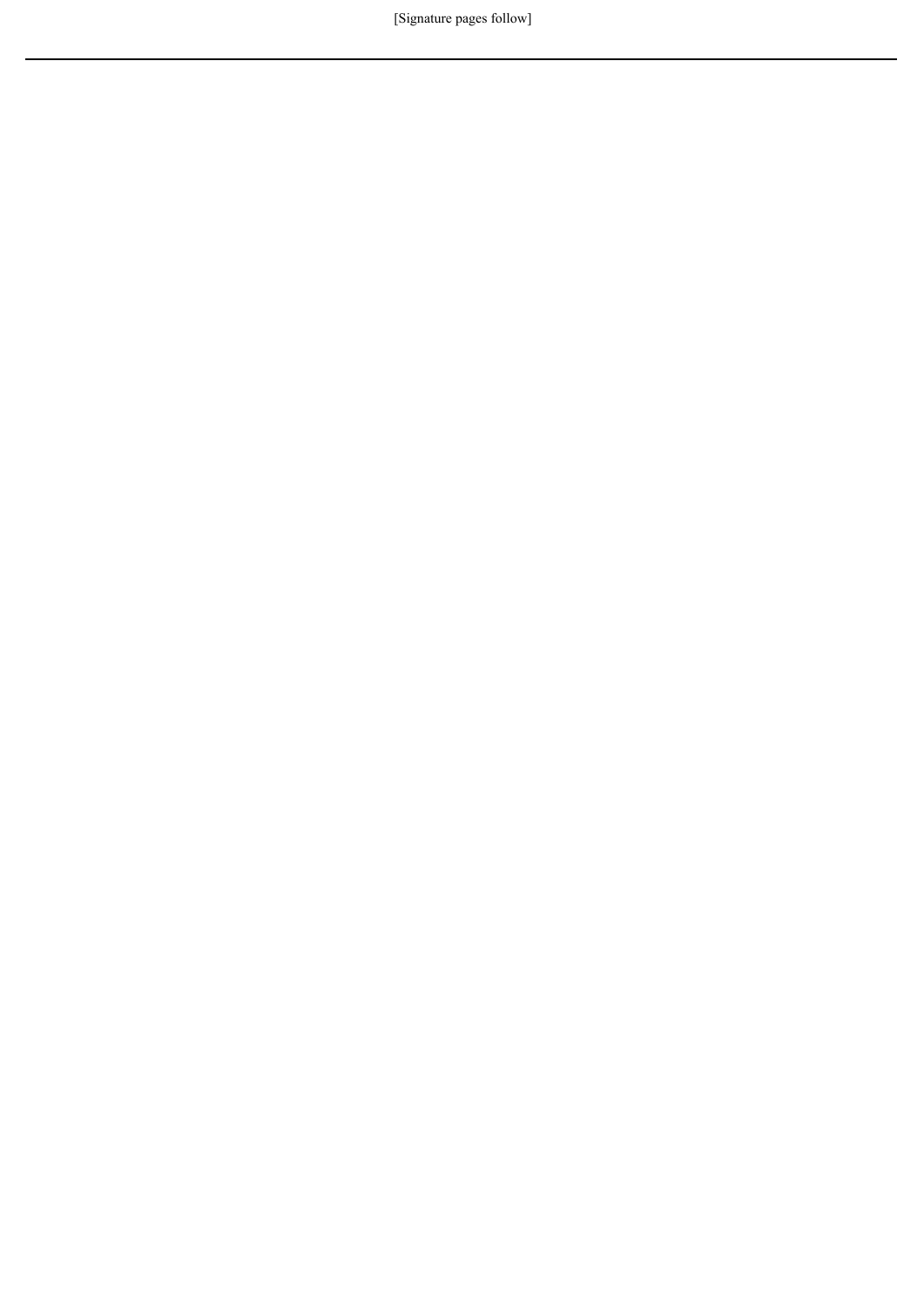[Signature pages follow]

---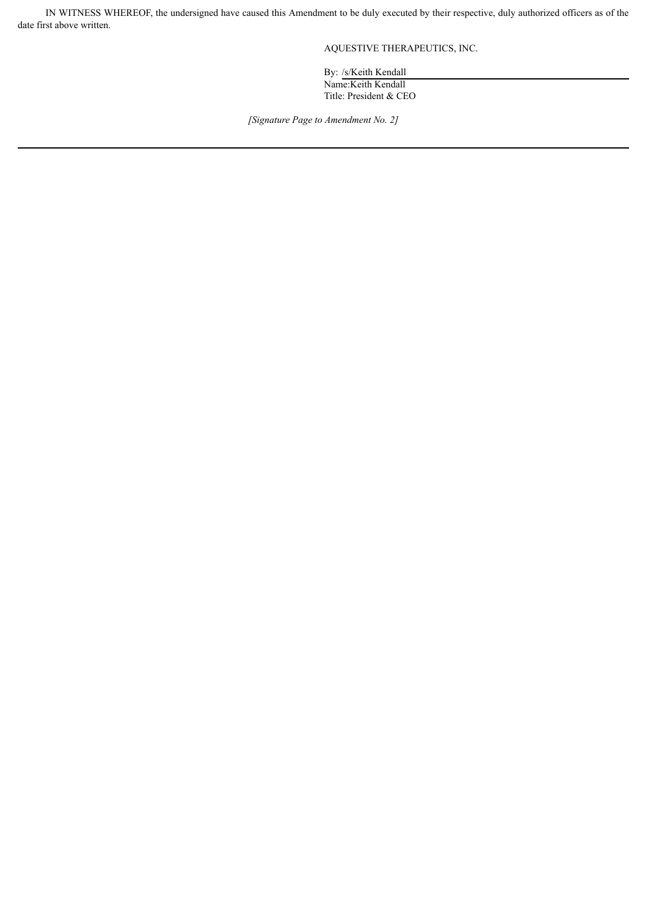IN WITNESS WHEREOF, the undersigned have caused this Amendment to be duly executed by their respective, duly authorized officers as of the date first above written.

AQUESTIVE THERAPEUTICS, INC.

By: /s/Keith Kendall
Name:Keith Kendall
Title: President & CEO

*[Signature Page to Amendment No. 2]*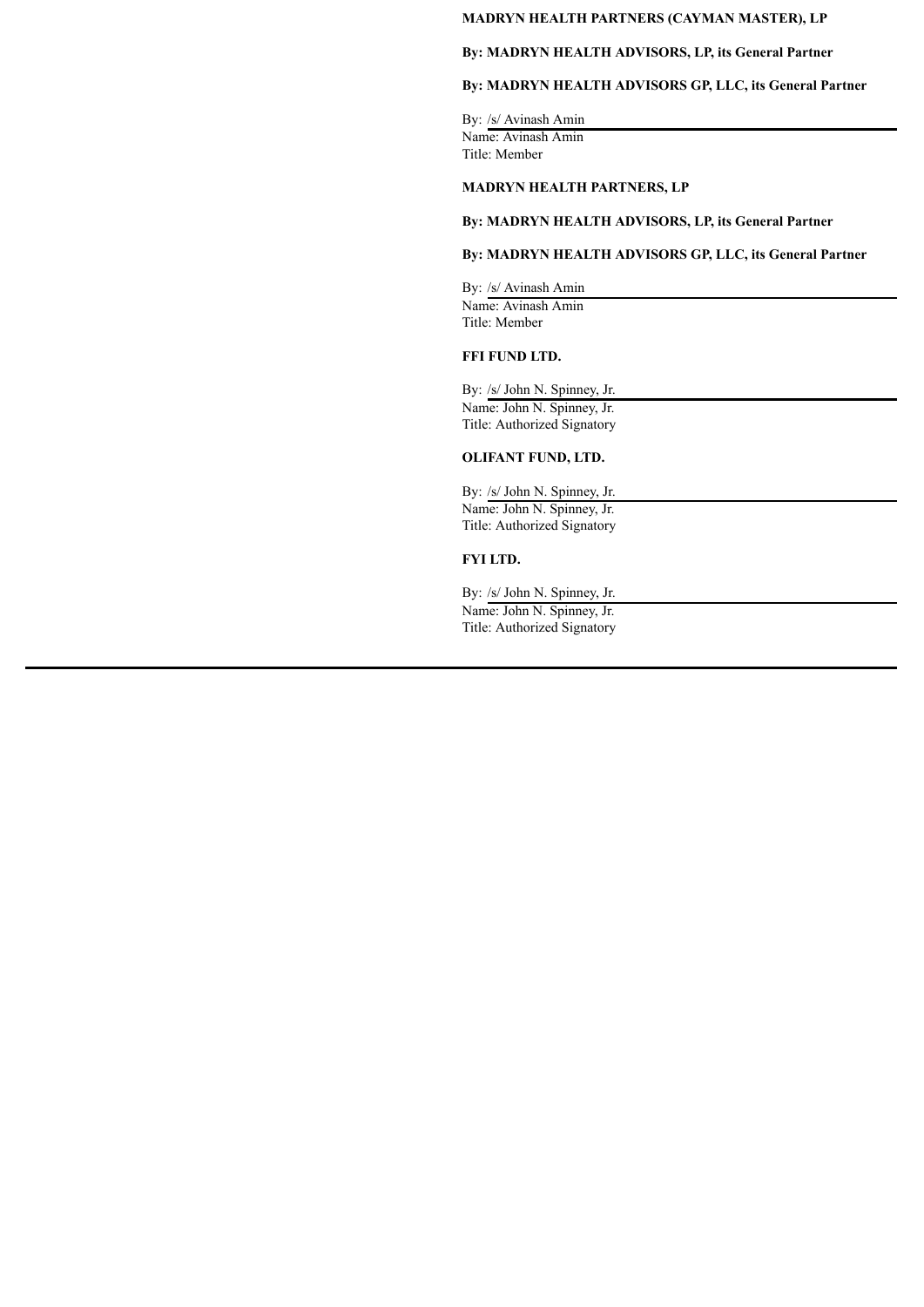**MADRYN HEALTH PARTNERS (CAYMAN MASTER), LP**

**By: MADRYN HEALTH ADVISORS, LP, its General Partner**

**By: MADRYN HEALTH ADVISORS GP, LLC, its General Partner**

By: /s/ Avinash Amin
Name: Avinash Amin
Title: Member

**MADRYN HEALTH PARTNERS, LP**

**By: MADRYN HEALTH ADVISORS, LP, its General Partner**

**By: MADRYN HEALTH ADVISORS GP, LLC, its General Partner**

By: /s/ Avinash Amin
Name: Avinash Amin
Title: Member

**FFI FUND LTD.**

By: /s/ John N. Spinney, Jr.
Name: John N. Spinney, Jr.
Title: Authorized Signatory

**OLIFANT FUND, LTD.**

By: /s/ John N. Spinney, Jr.
Name: John N. Spinney, Jr.
Title: Authorized Signatory

**FYI LTD.**

By: /s/ John N. Spinney, Jr.
Name: John N. Spinney, Jr.
Title: Authorized Signatory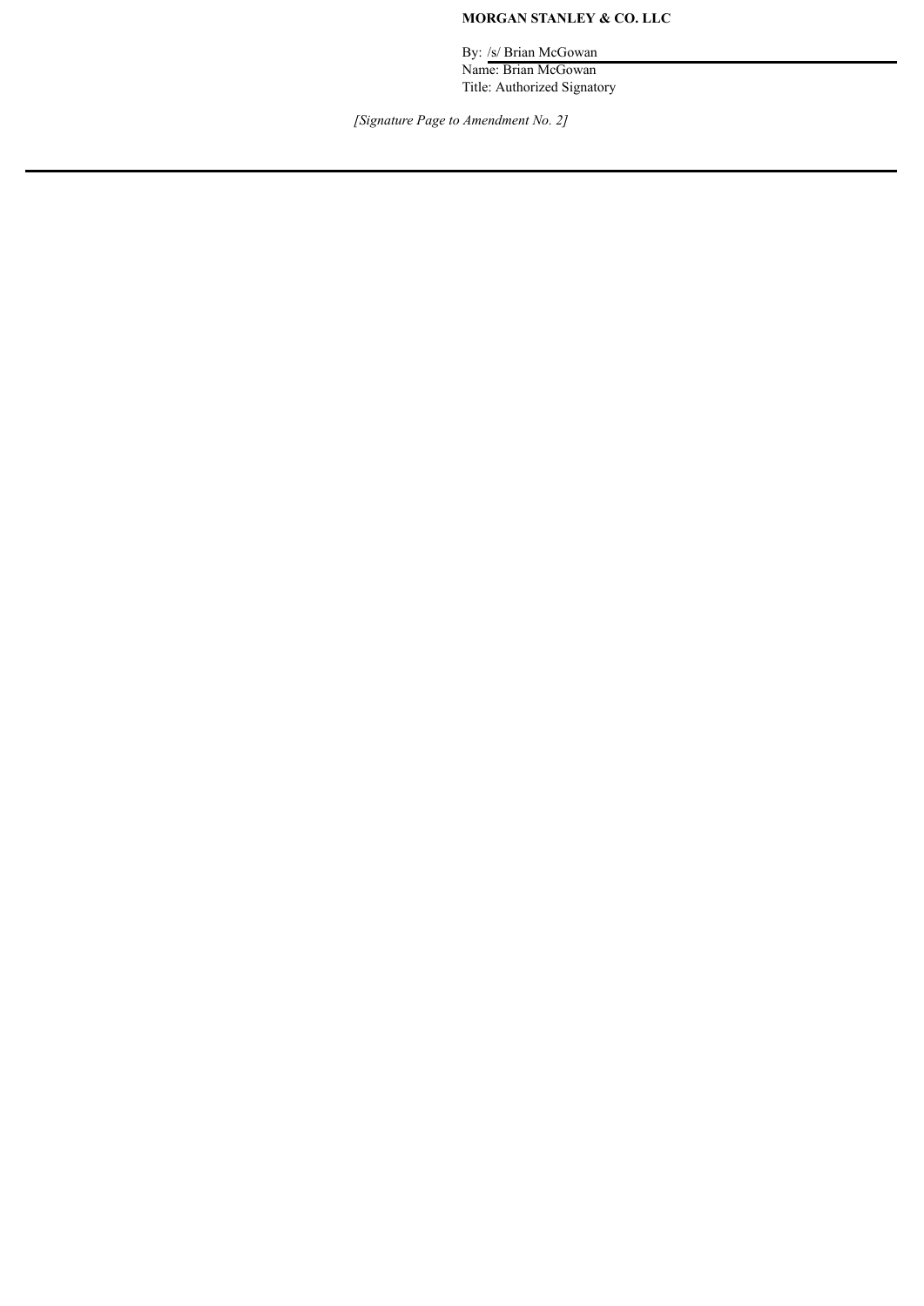**MORGAN STANLEY & CO. LLC**

By: /s/ Brian McGowan

Name: Brian McGowan

Title: Authorized Signatory

*[Signature Page to Amendment No. 2]*